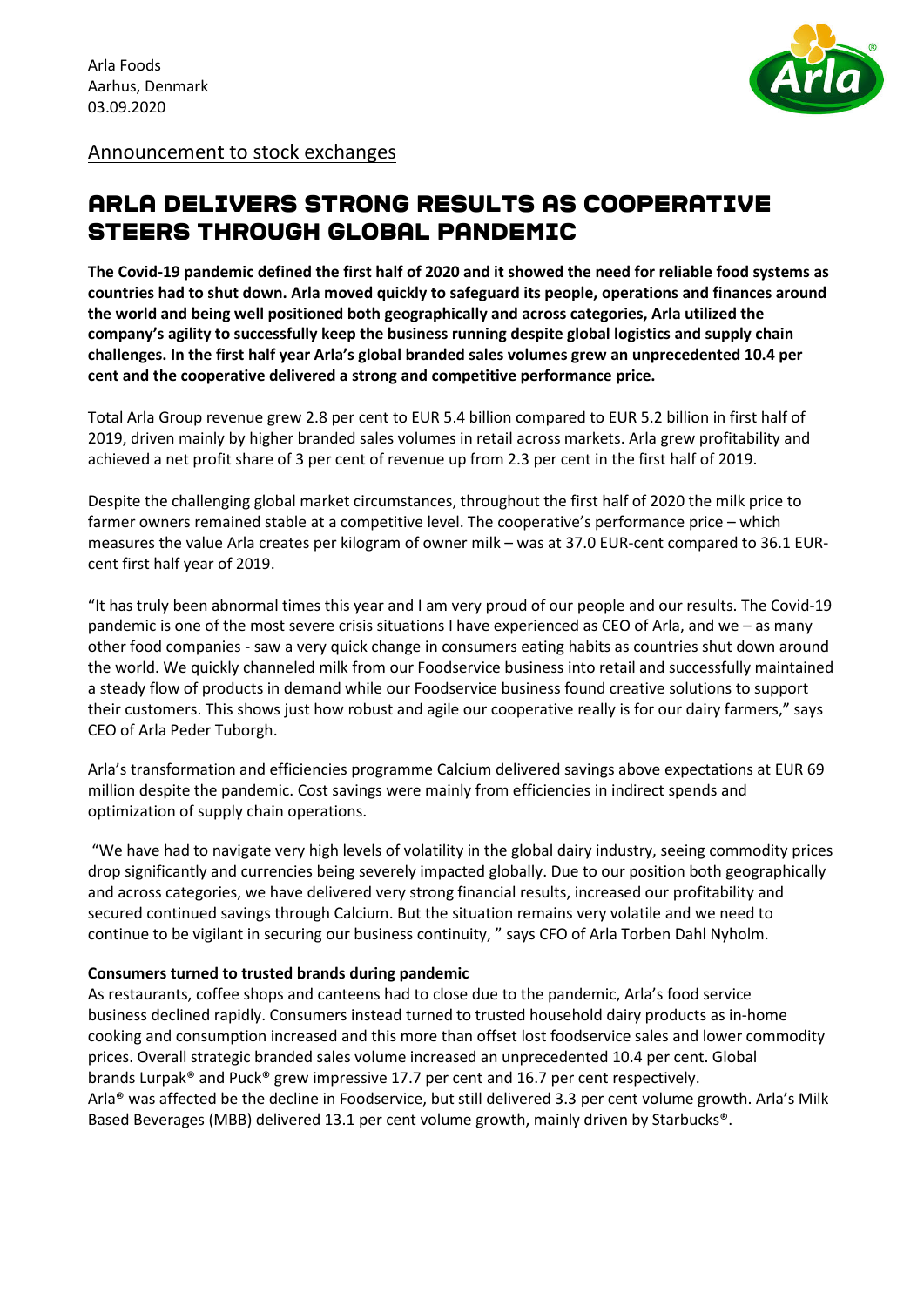Arla Foods
Aarhus, Denmark
03.09.2020

Announcement to stock exchanges

# ARLA DELIVERS STRONG RESULTS AS COOPERATIVE STEERS THROUGH GLOBAL PANDEMIC

**The Covid-19 pandemic defined the first half of 2020 and it showed the need for reliable food systems as countries had to shut down. Arla moved quickly to safeguard its people, operations and finances around the world and being well positioned both geographically and across categories, Arla utilized the company's agility to successfully keep the business running despite global logistics and supply chain challenges. In the first half year Arla's global branded sales volumes grew an unprecedented 10.4 per cent and the cooperative delivered a strong and competitive performance price.**

Total Arla Group revenue grew 2.8 per cent to EUR 5.4 billion compared to EUR 5.2 billion in first half of 2019, driven mainly by higher branded sales volumes in retail across markets. Arla grew profitability and achieved a net profit share of 3 per cent of revenue up from 2.3 per cent in the first half of 2019.

Despite the challenging global market circumstances, throughout the first half of 2020 the milk price to farmer owners remained stable at a competitive level. The cooperative's performance price – which measures the value Arla creates per kilogram of owner milk – was at 37.0 EUR-cent compared to 36.1 EUR-cent first half year of 2019.

"It has truly been abnormal times this year and I am very proud of our people and our results. The Covid-19 pandemic is one of the most severe crisis situations I have experienced as CEO of Arla, and we – as many other food companies - saw a very quick change in consumers eating habits as countries shut down around the world. We quickly channeled milk from our Foodservice business into retail and successfully maintained a steady flow of products in demand while our Foodservice business found creative solutions to support their customers. This shows just how robust and agile our cooperative really is for our dairy farmers," says CEO of Arla Peder Tuborgh.

Arla's transformation and efficiencies programme Calcium delivered savings above expectations at EUR 69 million despite the pandemic. Cost savings were mainly from efficiencies in indirect spends and optimization of supply chain operations.

"We have had to navigate very high levels of volatility in the global dairy industry, seeing commodity prices drop significantly and currencies being severely impacted globally. Due to our position both geographically and across categories, we have delivered very strong financial results, increased our profitability and secured continued savings through Calcium. But the situation remains very volatile and we need to continue to be vigilant in securing our business continuity, " says CFO of Arla Torben Dahl Nyholm.

**Consumers turned to trusted brands during pandemic**

As restaurants, coffee shops and canteens had to close due to the pandemic, Arla's food service business declined rapidly. Consumers instead turned to trusted household dairy products as in-home cooking and consumption increased and this more than offset lost foodservice sales and lower commodity prices. Overall strategic branded sales volume increased an unprecedented 10.4 per cent. Global brands Lurpak® and Puck® grew impressive 17.7 per cent and 16.7 per cent respectively.
Arla® was affected be the decline in Foodservice, but still delivered 3.3 per cent volume growth. Arla's Milk Based Beverages (MBB) delivered 13.1 per cent volume growth, mainly driven by Starbucks®.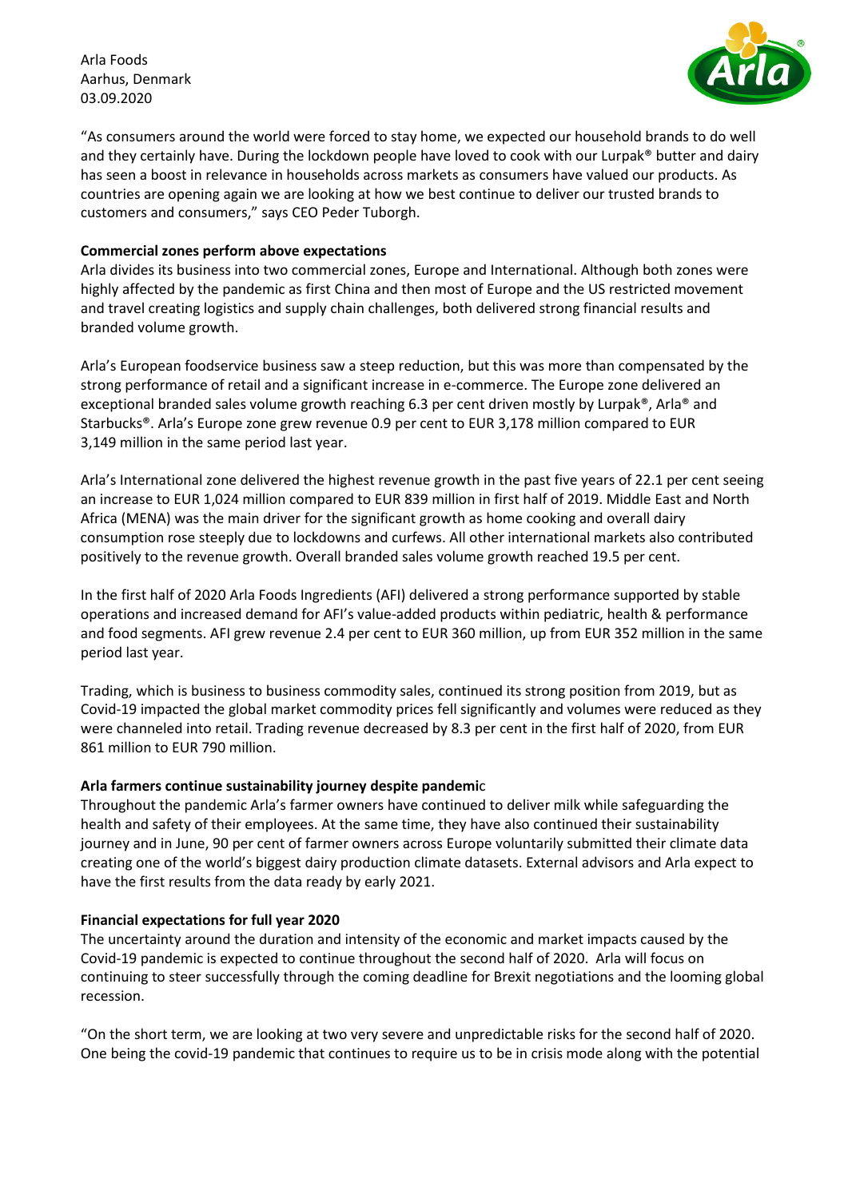Arla Foods
Aarhus, Denmark
03.09.2020

"As consumers around the world were forced to stay home, we expected our household brands to do well and they certainly have. During the lockdown people have loved to cook with our Lurpak® butter and dairy has seen a boost in relevance in households across markets as consumers have valued our products. As countries are opening again we are looking at how we best continue to deliver our trusted brands to customers and consumers," says CEO Peder Tuborgh.

**Commercial zones perform above expectations**

Arla divides its business into two commercial zones, Europe and International. Although both zones were highly affected by the pandemic as first China and then most of Europe and the US restricted movement and travel creating logistics and supply chain challenges, both delivered strong financial results and branded volume growth.

Arla's European foodservice business saw a steep reduction, but this was more than compensated by the strong performance of retail and a significant increase in e-commerce. The Europe zone delivered an exceptional branded sales volume growth reaching 6.3 per cent driven mostly by Lurpak®, Arla® and Starbucks®. Arla's Europe zone grew revenue 0.9 per cent to EUR 3,178 million compared to EUR 3,149 million in the same period last year.

Arla's International zone delivered the highest revenue growth in the past five years of 22.1 per cent seeing an increase to EUR 1,024 million compared to EUR 839 million in first half of 2019. Middle East and North Africa (MENA) was the main driver for the significant growth as home cooking and overall dairy consumption rose steeply due to lockdowns and curfews. All other international markets also contributed positively to the revenue growth. Overall branded sales volume growth reached 19.5 per cent.

In the first half of 2020 Arla Foods Ingredients (AFI) delivered a strong performance supported by stable operations and increased demand for AFI's value-added products within pediatric, health & performance and food segments. AFI grew revenue 2.4 per cent to EUR 360 million, up from EUR 352 million in the same period last year.

Trading, which is business to business commodity sales, continued its strong position from 2019, but as Covid-19 impacted the global market commodity prices fell significantly and volumes were reduced as they were channeled into retail. Trading revenue decreased by 8.3 per cent in the first half of 2020, from EUR 861 million to EUR 790 million.

**Arla farmers continue sustainability journey despite pandemic**

Throughout the pandemic Arla's farmer owners have continued to deliver milk while safeguarding the health and safety of their employees. At the same time, they have also continued their sustainability journey and in June, 90 per cent of farmer owners across Europe voluntarily submitted their climate data creating one of the world's biggest dairy production climate datasets. External advisors and Arla expect to have the first results from the data ready by early 2021.

**Financial expectations for full year 2020**

The uncertainty around the duration and intensity of the economic and market impacts caused by the Covid-19 pandemic is expected to continue throughout the second half of 2020. Arla will focus on continuing to steer successfully through the coming deadline for Brexit negotiations and the looming global recession.

"On the short term, we are looking at two very severe and unpredictable risks for the second half of 2020. One being the covid-19 pandemic that continues to require us to be in crisis mode along with the potential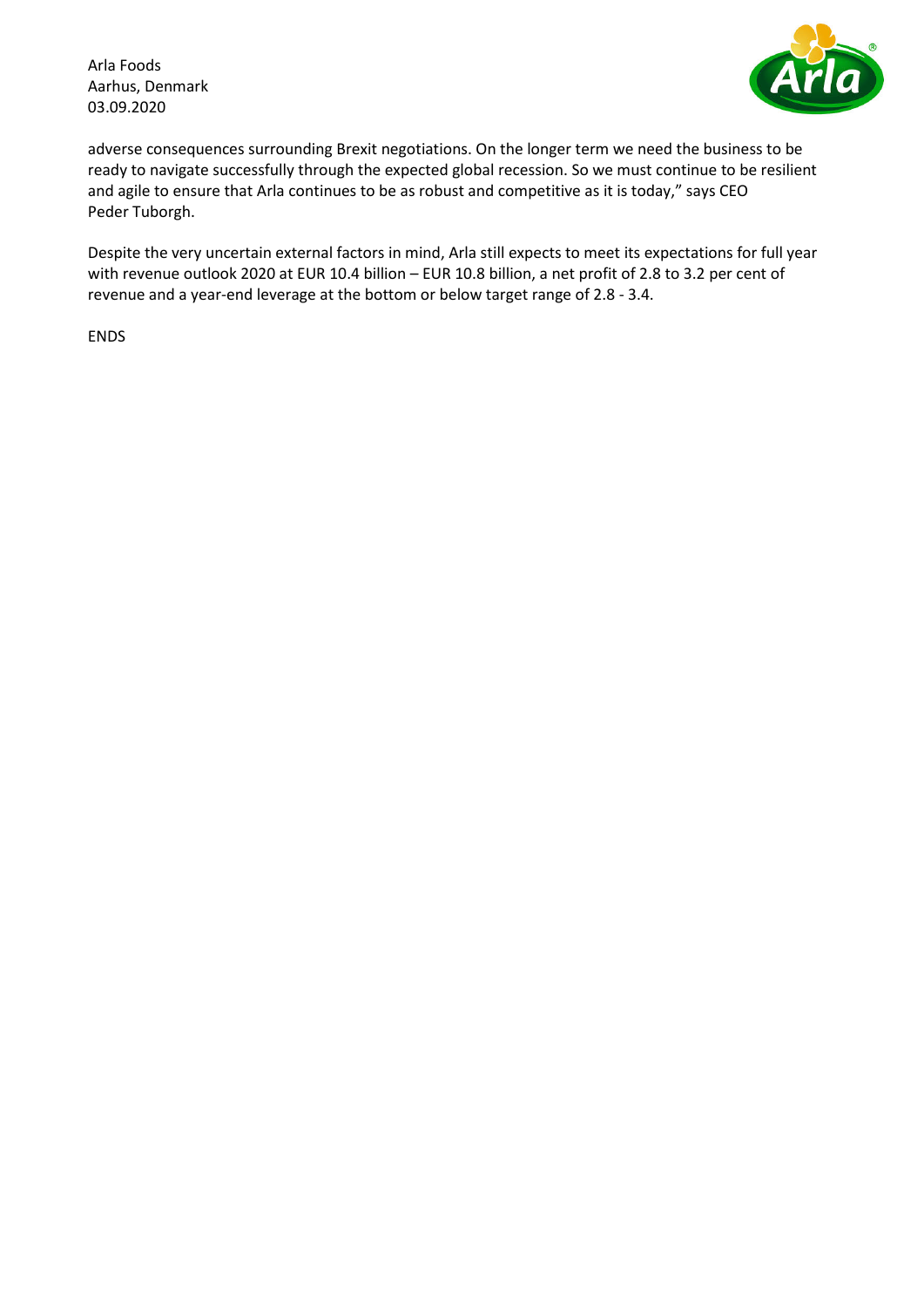adverse consequences surrounding Brexit negotiations. On the longer term we need the business to be ready to navigate successfully through the expected global recession. So we must continue to be resilient and agile to ensure that Arla continues to be as robust and competitive as it is today," says CEO Peder Tuborgh.

Despite the very uncertain external factors in mind, Arla still expects to meet its expectations for full year with revenue outlook 2020 at EUR 10.4 billion – EUR 10.8 billion, a net profit of 2.8 to 3.2 per cent of revenue and a year-end leverage at the bottom or below target range of 2.8 - 3.4.

ENDS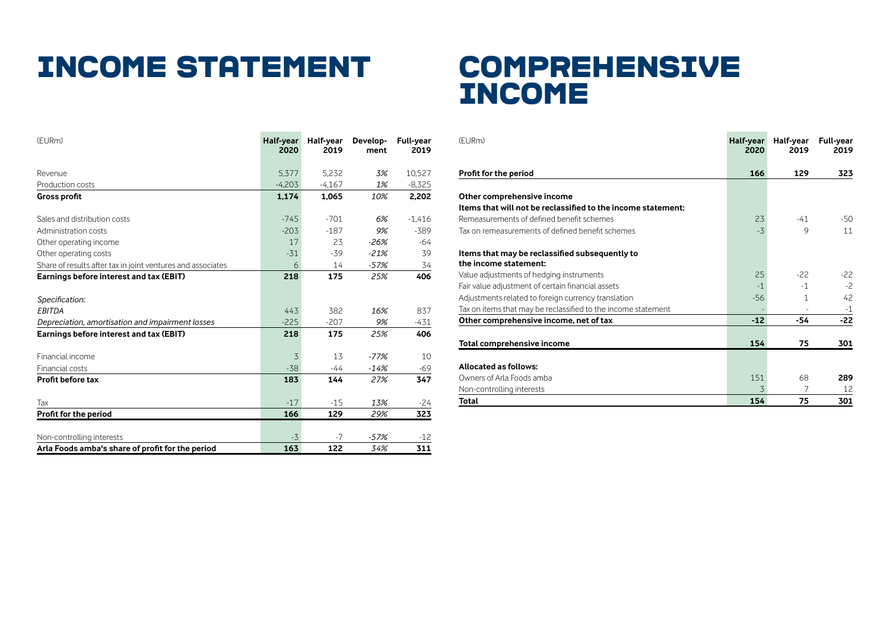# INCOME STATEMENT

| (EURm) | Half-year 2020 | Half-year 2019 | Develop-ment | Full-year 2019 |
|---|---|---|---|---|
| Revenue | 5,377 | 5,232 | *3%* | 10,527 |
| Production costs | -4,203 | -4,167 | *1%* | -8,325 |
| **Gross profit** | **1,174** | **1,065** | *10%* | **2,202** |
| Sales and distribution costs | -745 | -701 | *6%* | -1,416 |
| Administration costs | -203 | -187 | *9%* | -389 |
| Other operating income | 17 | 23 | *-26%* | -64 |
| Other operating costs | -31 | -39 | *-21%* | 39 |
| Share of results after tax in joint ventures and associates | 6 | 14 | *-57%* | 34 |
| **Earnings before interest and tax (EBIT)** | **218** | **175** | *25%* | **406** |
| *Specification:* | | | | |
| *EBITDA* | 443 | 382 | *16%* | 837 |
| *Depreciation, amortisation and impairment losses* | -225 | -207 | *9%* | -431 |
| **Earnings before interest and tax (EBIT)** | **218** | **175** | *25%* | **406** |
| Financial income | 3 | 13 | *-77%* | 10 |
| Financial costs | -38 | -44 | *-14%* | -69 |
| **Profit before tax** | **183** | **144** | *27%* | **347** |
| Tax | -17 | -15 | *13%* | -24 |
| **Profit for the period** | **166** | **129** | *29%* | **323** |
| Non-controlling interests | -3 | -7 | *-57%* | -12 |
| **Arla Foods amba's share of profit for the period** | **163** | **122** | *34%* | **311** |

# COMPREHENSIVE INCOME

| (EURm) | Half-year 2020 | Half-year 2019 | Full-year 2019 |
|---|---|---|---|
| **Profit for the period** | **166** | **129** | **323** |
| **Other comprehensive income** | | | |
| **Items that will not be reclassified to the income statement:** | | | |
| Remeasurements of defined benefit schemes | 23 | -41 | -50 |
| Tax on remeasurements of defined benefit schemes | -3 | 9 | 11 |
| **Items that may be reclassified subsequently to the income statement:** | | | |
| Value adjustments of hedging instruments | 25 | -22 | -22 |
| Fair value adjustment of certain financial assets | -1 | -1 | -2 |
| Adjustments related to foreign currency translation | -56 | 1 | 42 |
| Tax on items that may be reclassified to the income statement | - | - | -1 |
| **Other comprehensive income, net of tax** | **-12** | **-54** | **-22** |
| **Total comprehensive income** | **154** | **75** | **301** |
| **Allocated as follows:** | | | |
| Owners of Arla Foods amba | 151 | 68 | **289** |
| Non-controlling interests | 3 | 7 | 12 |
| **Total** | **154** | **75** | **301** |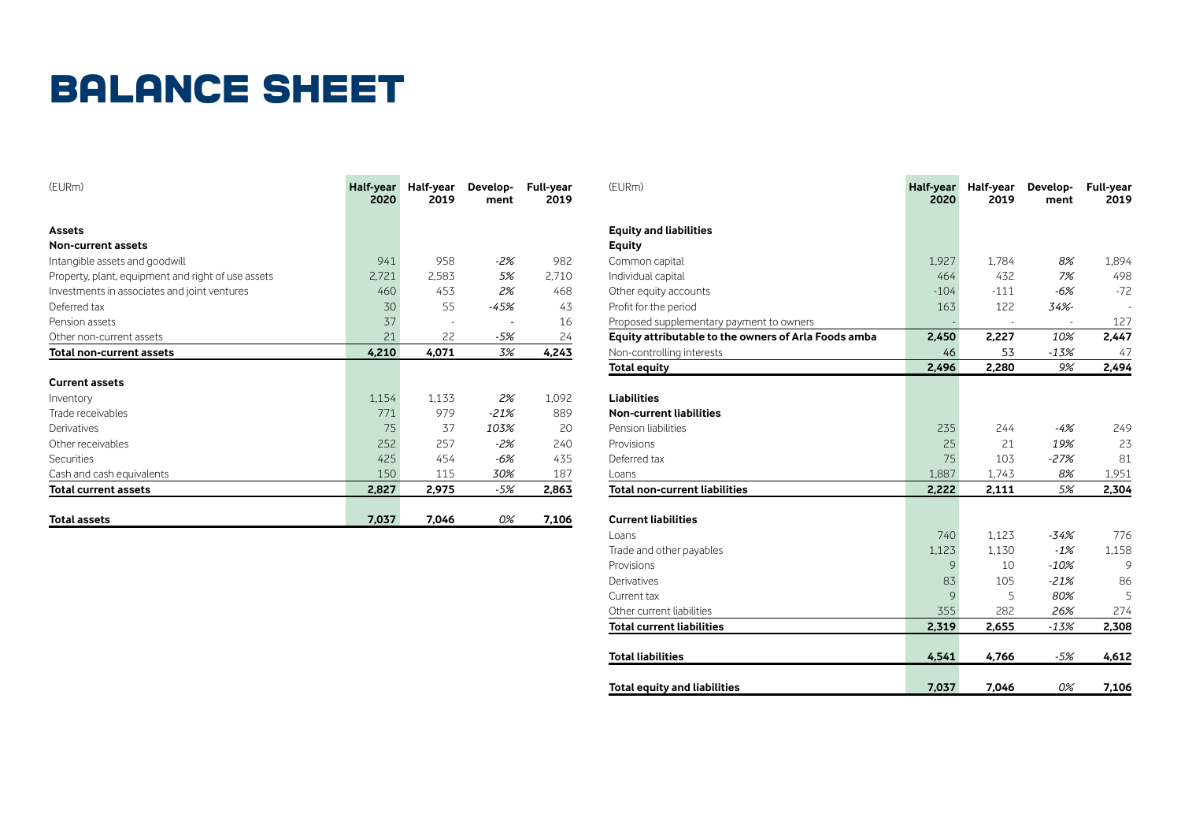# BALANCE SHEET

| (EURm) | Half-year 2020 | Half-year 2019 | Develop-ment | Full-year 2019 |
|---|---|---|---|---|
| **Assets** | | | | |
| **Non-current assets** | | | | |
| Intangible assets and goodwill | 941 | 958 | *-2%* | 982 |
| Property, plant, equipment and right of use assets | 2,721 | 2,583 | *5%* | 2,710 |
| Investments in associates and joint ventures | 460 | 453 | *2%* | 468 |
| Deferred tax | 30 | 55 | *-45%* | 43 |
| Pension assets | 37 | - | - | 16 |
| Other non-current assets | 21 | 22 | *-5%* | 24 |
| **Total non-current assets** | **4,210** | **4,071** | *3%* | **4,243** |
| **Current assets** | | | | |
| Inventory | 1,154 | 1,133 | *2%* | 1,092 |
| Trade receivables | 771 | 979 | *-21%* | 889 |
| Derivatives | 75 | 37 | *103%* | 20 |
| Other receivables | 252 | 257 | *-2%* | 240 |
| Securities | 425 | 454 | *-6%* | 435 |
| Cash and cash equivalents | 150 | 115 | *30%* | 187 |
| **Total current assets** | **2,827** | **2,975** | *-5%* | **2,863** |
| **Total assets** | **7,037** | **7,046** | *0%* | **7,106** |

| (EURm) | Half-year 2020 | Half-year 2019 | Develop-ment | Full-year 2019 |
|---|---|---|---|---|
| **Equity and liabilities** | | | | |
| **Equity** | | | | |
| Common capital | 1,927 | 1,784 | *8%* | 1,894 |
| Individual capital | 464 | 432 | *7%* | 498 |
| Other equity accounts | -104 | -111 | *-6%* | -72 |
| Profit for the period | 163 | 122 | *34%-* | - |
| Proposed supplementary payment to owners | - | - | - | 127 |
| **Equity attributable to the owners of Arla Foods amba** | **2,450** | **2,227** | *10%* | **2,447** |
| Non-controlling interests | 46 | 53 | *-13%* | 47 |
| **Total equity** | **2,496** | **2,280** | *9%* | **2,494** |
| **Liabilities** | | | | |
| **Non-current liabilities** | | | | |
| Pension liabilities | 235 | 244 | *-4%* | 249 |
| Provisions | 25 | 21 | *19%* | 23 |
| Deferred tax | 75 | 103 | *-27%* | 81 |
| Loans | 1,887 | 1,743 | *8%* | 1,951 |
| **Total non-current liabilities** | **2,222** | **2,111** | *5%* | **2,304** |
| **Current liabilities** | | | | |
| Loans | 740 | 1,123 | *-34%* | 776 |
| Trade and other payables | 1,123 | 1,130 | *-1%* | 1,158 |
| Provisions | 9 | 10 | *-10%* | 9 |
| Derivatives | 83 | 105 | *-21%* | 86 |
| Current tax | 9 | 5 | *80%* | 5 |
| Other current liabilities | 355 | 282 | *26%* | 274 |
| **Total current liabilities** | **2,319** | **2,655** | *-13%* | **2,308** |
| **Total liabilities** | **4,541** | **4,766** | *-5%* | **4,612** |
| **Total equity and liabilities** | **7,037** | **7,046** | *0%* | **7,106** |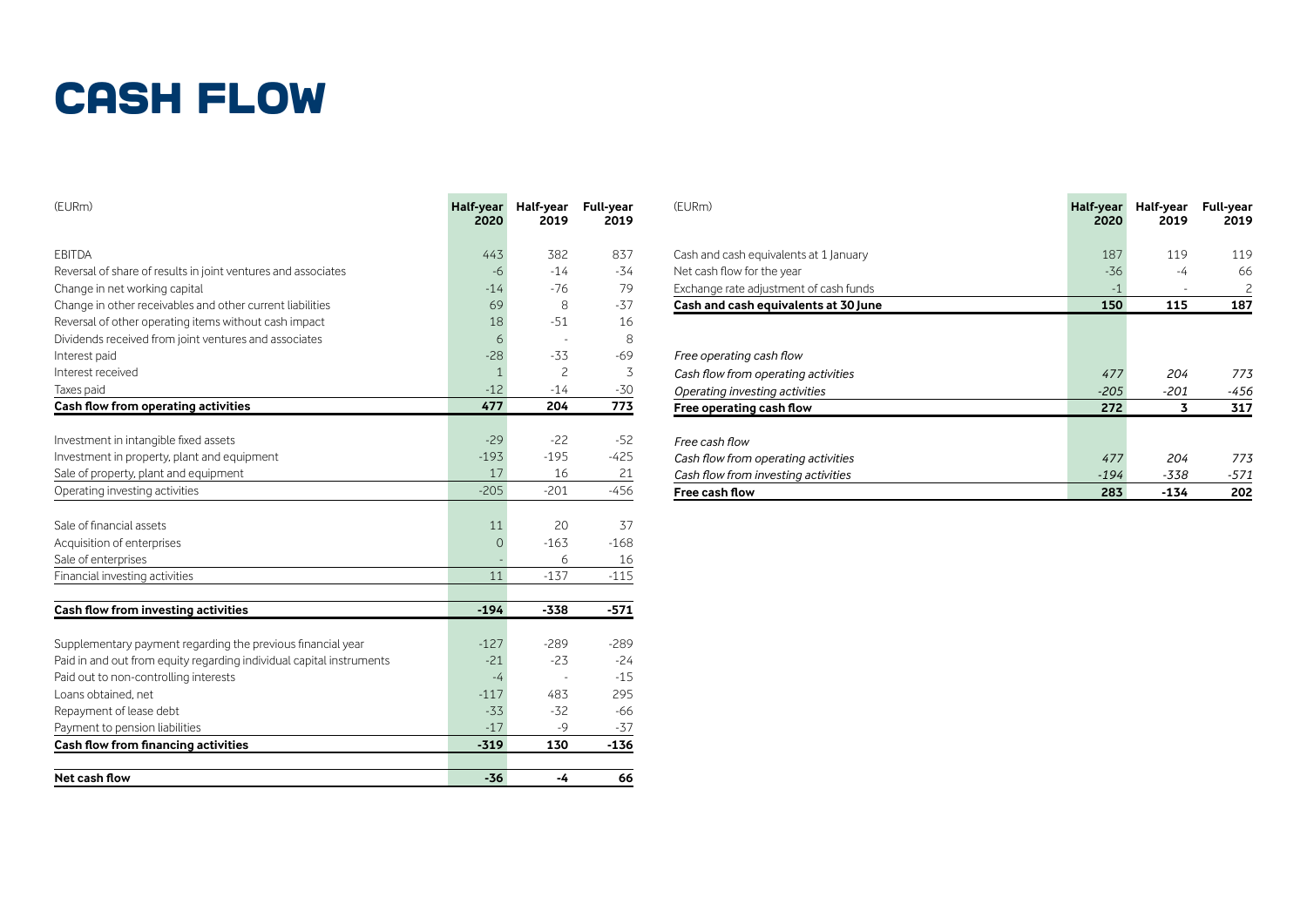# CASH FLOW

| (EURm) | Half-year 2020 | Half-year 2019 | Full-year 2019 |
|---|---|---|---|
| EBITDA | 443 | 382 | 837 |
| Reversal of share of results in joint ventures and associates | -6 | -14 | -34 |
| Change in net working capital | -14 | -76 | 79 |
| Change in other receivables and other current liabilities | 69 | 8 | -37 |
| Reversal of other operating items without cash impact | 18 | -51 | 16 |
| Dividends received from joint ventures and associates | 6 | - | 8 |
| Interest paid | -28 | -33 | -69 |
| Interest received | 1 | 2 | 3 |
| Taxes paid | -12 | -14 | -30 |
| **Cash flow from operating activities** | **477** | **204** | **773** |
| Investment in intangible fixed assets | -29 | -22 | -52 |
| Investment in property, plant and equipment | -193 | -195 | -425 |
| Sale of property, plant and equipment | 17 | 16 | 21 |
| Operating investing activities | -205 | -201 | -456 |
| Sale of financial assets | 11 | 20 | 37 |
| Acquisition of enterprises | 0 | -163 | -168 |
| Sale of enterprises | - | 6 | 16 |
| Financial investing activities | 11 | -137 | -115 |
| **Cash flow from investing activities** | **-194** | **-338** | **-571** |
| Supplementary payment regarding the previous financial year | -127 | -289 | -289 |
| Paid in and out from equity regarding individual capital instruments | -21 | -23 | -24 |
| Paid out to non-controlling interests | -4 | - | -15 |
| Loans obtained, net | -117 | 483 | 295 |
| Repayment of lease debt | -33 | -32 | -66 |
| Payment to pension liabilities | -17 | -9 | -37 |
| **Cash flow from financing activities** | **-319** | **130** | **-136** |
| **Net cash flow** | **-36** | **-4** | **66** |

| (EURm) | Half-year 2020 | Half-year 2019 | Full-year 2019 |
|---|---|---|---|
| Cash and cash equivalents at 1 January | 187 | 119 | 119 |
| Net cash flow for the year | -36 | -4 | 66 |
| Exchange rate adjustment of cash funds | -1 | - | 2 |
| **Cash and cash equivalents at 30 June** | **150** | **115** | **187** |
| *Free operating cash flow* | | | |
| *Cash flow from operating activities* | *477* | *204* | *773* |
| *Operating investing activities* | *-205* | *-201* | *-456* |
| **Free operating cash flow** | **272** | **3** | **317** |
| *Free cash flow* | | | |
| *Cash flow from operating activities* | *477* | *204* | *773* |
| *Cash flow from investing activities* | *-194* | *-338* | *-571* |
| **Free cash flow** | **283** | **-134** | **202** |